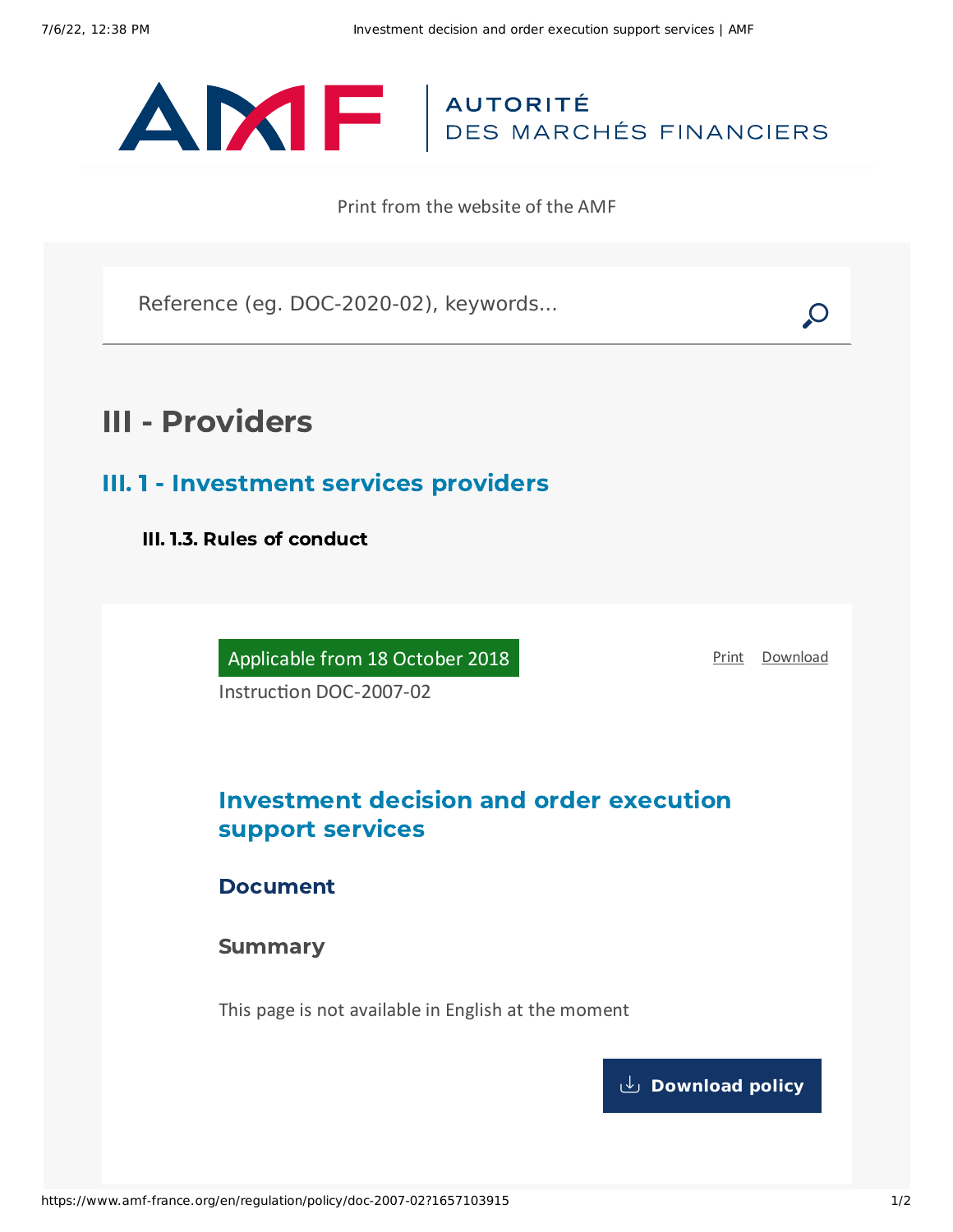AUTORITÉ DES MARCHÉS FINANCIERS

Print from the website of the AMF

Reference (eg. DOC-2020-02), keywords...

# III - Providers

## III. 1 - Investment services providers

### III. 1.3. Rules of conduct

Applicable from 18 October 2018

Print Download

Instruction DOC-2007-02

## Investment decision and order execution support services

### Document

### Summary

This page is not available in English at the moment

Download policy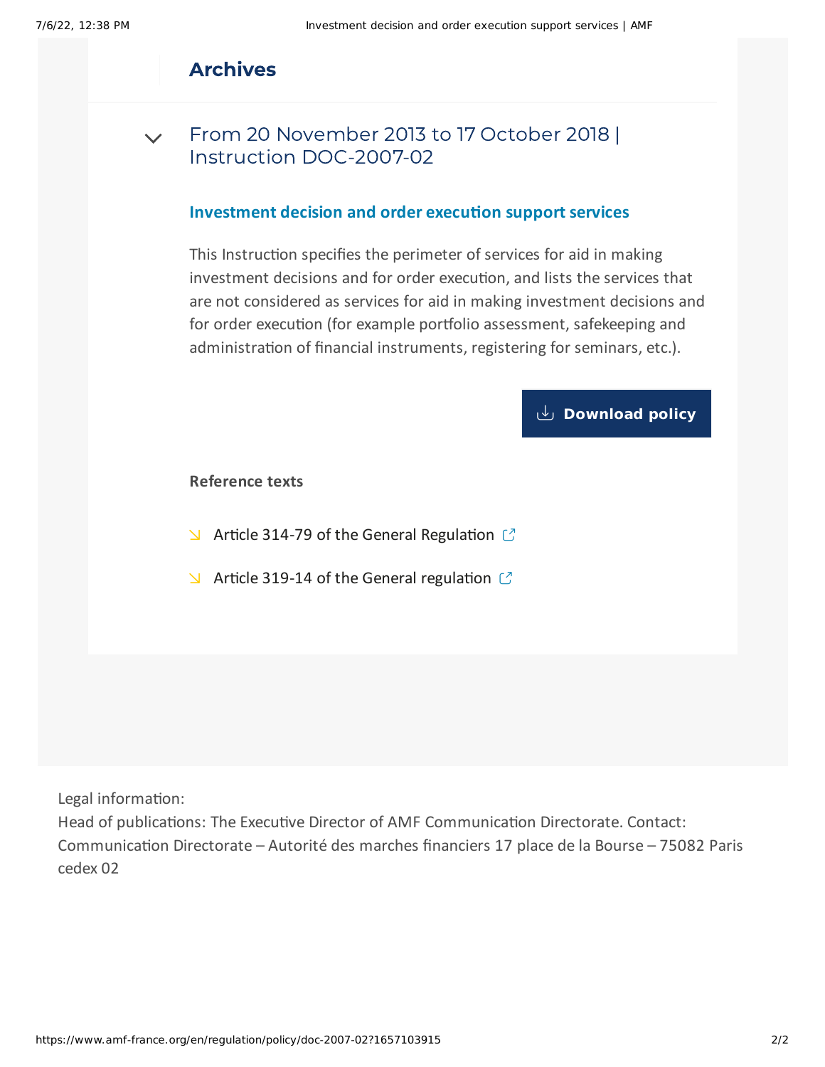## Archives

### From 20 November 2013 to 17 October 2018 | Instruction DOC-2007-02

#### Investment decision and order execution support services

This Instruction specifies the perimeter of services for aid in making investment decisions and for order execution, and lists the services that are not considered as services for aid in making investment decisions and for order execution (for example portfolio assessment, safekeeping and administration of financial instruments, registering for seminars, etc.).

Download policy

**Reference texts**

- Article 314-79 of the General Regulation
- Article 319-14 of the General regulation

Legal information:
Head of publications: The Executive Director of AMF Communication Directorate. Contact: Communication Directorate – Autorité des marches financiers 17 place de la Bourse – 75082 Paris cedex 02